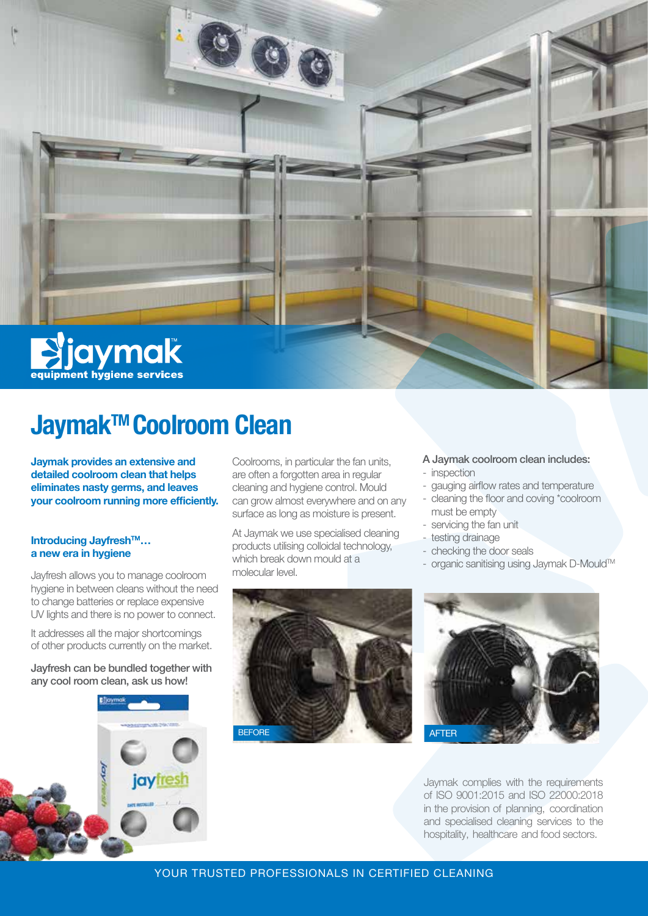jaymak™

equipment hygiene services

# Jaymak™ Coolroom Clean

**Jaymak provides an extensive and detailed coolroom clean that helps eliminates nasty germs, and leaves your coolroom running more efficiently.**

### Introducing Jayfresh™… a new era in hygiene

Jayfresh allows you to manage coolroom hygiene in between cleans without the need to change batteries or replace expensive UV lights and there is no power to connect.

It addresses all the major shortcomings of other products currently on the market.

**Jayfresh can be bundled together with any cool room clean, ask us how!**

Coolrooms, in particular the fan units, are often a forgotten area in regular cleaning and hygiene control. Mould can grow almost everywhere and on any surface as long as moisture is present.

At Jaymak we use specialised cleaning products utilising colloidal technology, which break down mould at a molecular level.

BEFORE

AFTER

**A Jaymak coolroom clean includes:**

- inspection
- gauging airflow rates and temperature
- cleaning the floor and coving *coolroom must be empty
- servicing the fan unit
- testing drainage
- checking the door seals
- organic sanitising using Jaymak D-Mould™

Jaymak complies with the requirements of ISO 9001:2015 and ISO 22000:2018 in the provision of planning, coordination and specialised cleaning services to the hospitality, healthcare and food sectors.

YOUR TRUSTED PROFESSIONALS IN CERTIFIED CLEANING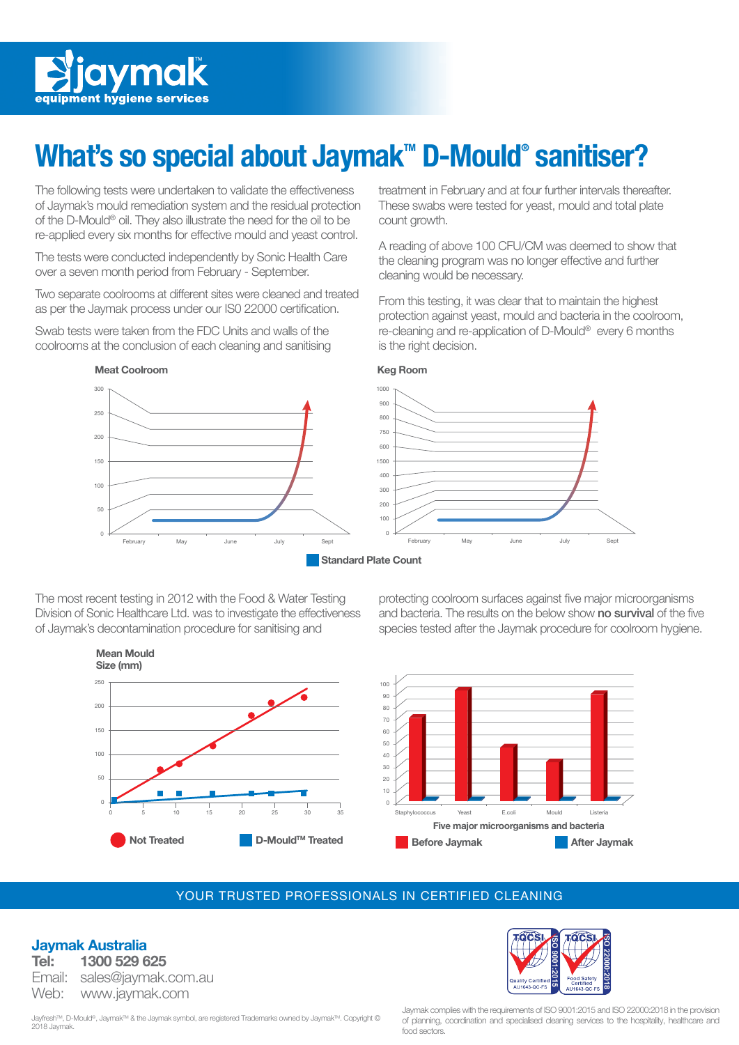# What's so special about Jaymak™ D-Mould® sanitiser?

The following tests were undertaken to validate the effectiveness of Jaymak's mould remediation system and the residual protection of the D-Mould® oil. They also illustrate the need for the oil to be re-applied every six months for effective mould and yeast control.

The tests were conducted independently by Sonic Health Care over a seven month period from February - September.

Two separate coolrooms at different sites were cleaned and treated as per the Jaymak process under our ISO 22000 certification.

Swab tests were taken from the FDC Units and walls of the coolrooms at the conclusion of each cleaning and sanitising treatment in February and at four further intervals thereafter. These swabs were tested for yeast, mould and total plate count growth.

A reading of above 100 CFU/CM was deemed to show that the cleaning program was no longer effective and further cleaning would be necessary.

From this testing, it was clear that to maintain the highest protection against yeast, mould and bacteria in the coolroom, re-cleaning and re-application of D-Mould® every 6 months is the right decision.

Meat Coolroom

300
250
200
150
100
50
0
February May June July Sept

Keg Room

1000
900
800
750
600
1500
400
300
200
100
0
February May June July Sept

Standard Plate Count

The most recent testing in 2012 with the Food & Water Testing Division of Sonic Healthcare Ltd. was to investigate the effectiveness of Jaymak's decontamination procedure for sanitising and protecting coolroom surfaces against five major microorganisms and bacteria. The results on the below show **no survival** of the five species tested after the Jaymak procedure for coolroom hygiene.

Mean Mould Size (mm)

250
200
150
100
50
0
0 5 10 15 20 25 30 35

Not Treated
D-Mould™ Treated

100
90
80
70
60
50
40
30
20
10
0
Staphylococcus Yeast E.coli Mould Listeria

Five major microorganisms and bacteria

Before Jaymak
After Jaymak

YOUR TRUSTED PROFESSIONALS IN CERTIFIED CLEANING

## Jaymak Australia

**Tel:** 1300 529 625
Email: sales@jaymak.com.au
Web: www.jaymak.com

Jayfresh™, D-Mould®, Jaymak™ & the Jaymak symbol, are registered Trademarks owned by Jaymak™. Copyright © 2018 Jaymak.

Jaymak complies with the requirements of ISO 9001:2015 and ISO 22000:2018 in the provision of planning, coordination and specialised cleaning services to the hospitality, healthcare and food sectors.